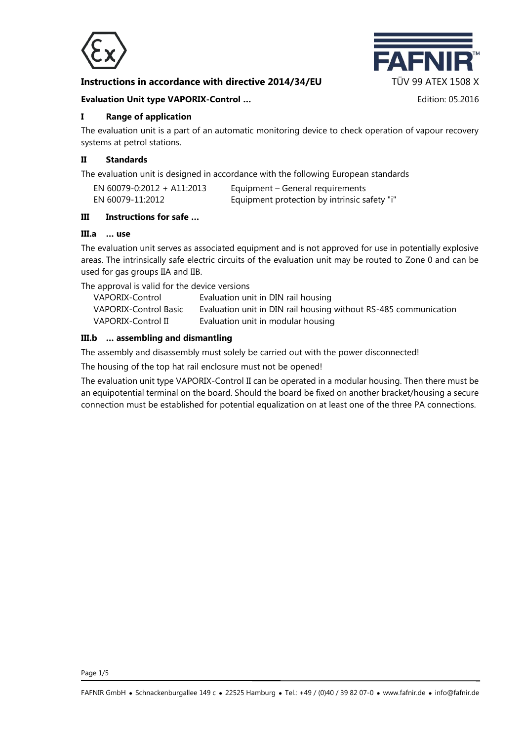**Instructions in accordance with directive 2014/34/EU** TÜV 99 ATEX 1508 X

**Evaluation Unit type VAPORIX-Control …** Edition: 05.2016

## I Range of application

The evaluation unit is a part of an automatic monitoring device to check operation of vapour recovery systems at petrol stations.

## II Standards

The evaluation unit is designed in accordance with the following European standards

| | |
|---|---|
| EN 60079-0:2012 + A11:2013 | Equipment – General requirements |
| EN 60079-11:2012 | Equipment protection by intrinsic safety "i" |

## III Instructions for safe …

### III.a … use

The evaluation unit serves as associated equipment and is not approved for use in potentially explosive areas. The intrinsically safe electric circuits of the evaluation unit may be routed to Zone 0 and can be used for gas groups IIA and IIB.

The approval is valid for the device versions

| | |
|---|---|
| VAPORIX-Control | Evaluation unit in DIN rail housing |
| VAPORIX-Control Basic | Evaluation unit in DIN rail housing without RS-485 communication |
| VAPORIX-Control II | Evaluation unit in modular housing |

### III.b … assembling and dismantling

The assembly and disassembly must solely be carried out with the power disconnected!

The housing of the top hat rail enclosure must not be opened!

The evaluation unit type VAPORIX-Control II can be operated in a modular housing. Then there must be an equipotential terminal on the board. Should the board be fixed on another bracket/housing a secure connection must be established for potential equalization on at least one of the three PA connections.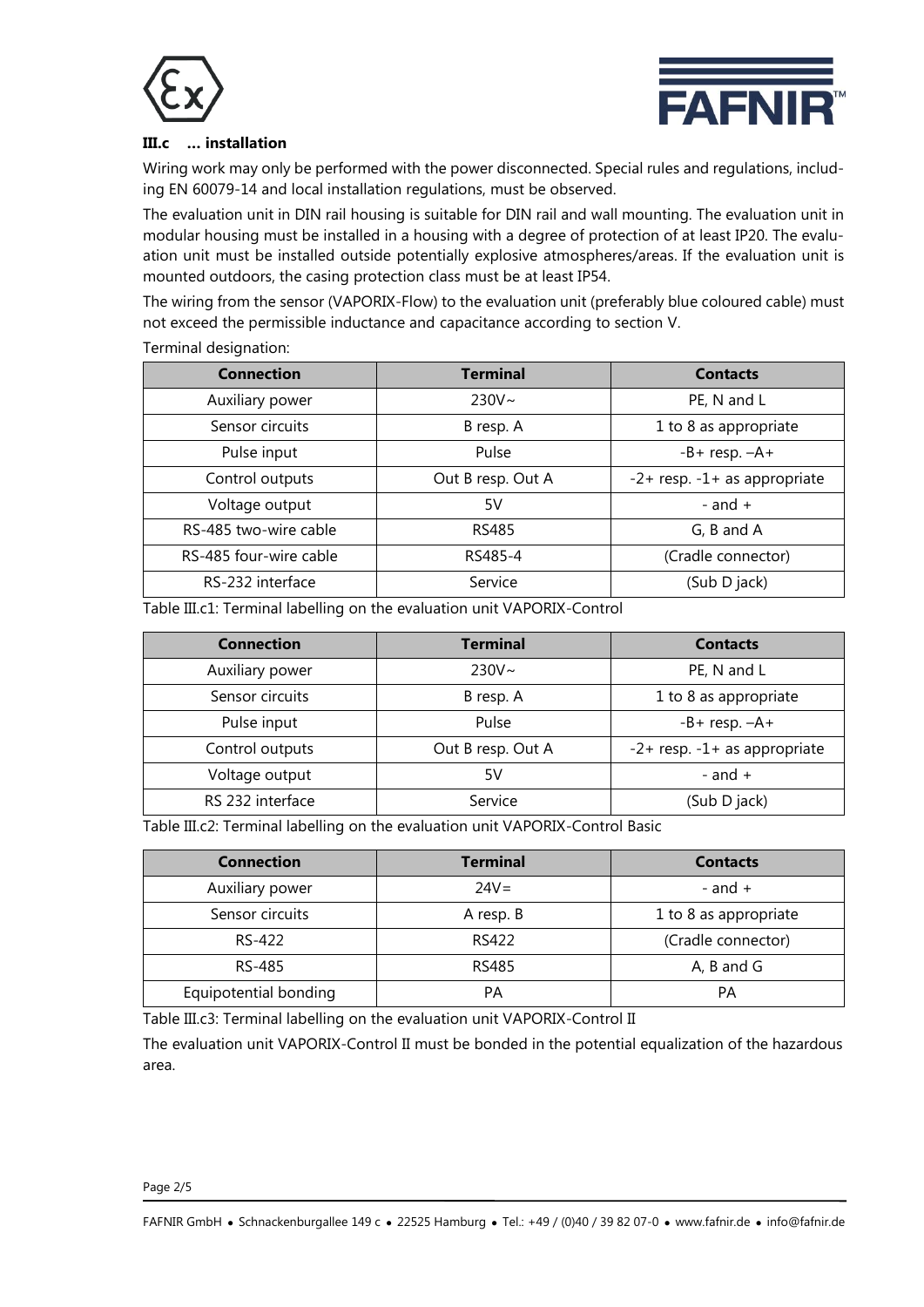### III.c … installation

Wiring work may only be performed with the power disconnected. Special rules and regulations, including EN 60079-14 and local installation regulations, must be observed.

The evaluation unit in DIN rail housing is suitable for DIN rail and wall mounting. The evaluation unit in modular housing must be installed in a housing with a degree of protection of at least IP20. The evaluation unit must be installed outside potentially explosive atmospheres/areas. If the evaluation unit is mounted outdoors, the casing protection class must be at least IP54.

The wiring from the sensor (VAPORIX-Flow) to the evaluation unit (preferably blue coloured cable) must not exceed the permissible inductance and capacitance according to section V.

Terminal designation:

| Connection | Terminal | Contacts |
|---|---|---|
| Auxiliary power | 230V~ | PE, N and L |
| Sensor circuits | B resp. A | 1 to 8 as appropriate |
| Pulse input | Pulse | -B+ resp. –A+ |
| Control outputs | Out B resp. Out A | -2+ resp. -1+ as appropriate |
| Voltage output | 5V | - and + |
| RS-485 two-wire cable | RS485 | G, B and A |
| RS-485 four-wire cable | RS485-4 | (Cradle connector) |
| RS-232 interface | Service | (Sub D jack) |

Table III.c1: Terminal labelling on the evaluation unit VAPORIX-Control

| Connection | Terminal | Contacts |
|---|---|---|
| Auxiliary power | 230V~ | PE, N and L |
| Sensor circuits | B resp. A | 1 to 8 as appropriate |
| Pulse input | Pulse | -B+ resp. –A+ |
| Control outputs | Out B resp. Out A | -2+ resp. -1+ as appropriate |
| Voltage output | 5V | - and + |
| RS 232 interface | Service | (Sub D jack) |

Table III.c2: Terminal labelling on the evaluation unit VAPORIX-Control Basic

| Connection | Terminal | Contacts |
|---|---|---|
| Auxiliary power | 24V= | - and + |
| Sensor circuits | A resp. B | 1 to 8 as appropriate |
| RS-422 | RS422 | (Cradle connector) |
| RS-485 | RS485 | A, B and G |
| Equipotential bonding | PA | PA |

Table III.c3: Terminal labelling on the evaluation unit VAPORIX-Control II

The evaluation unit VAPORIX-Control II must be bonded in the potential equalization of the hazardous area.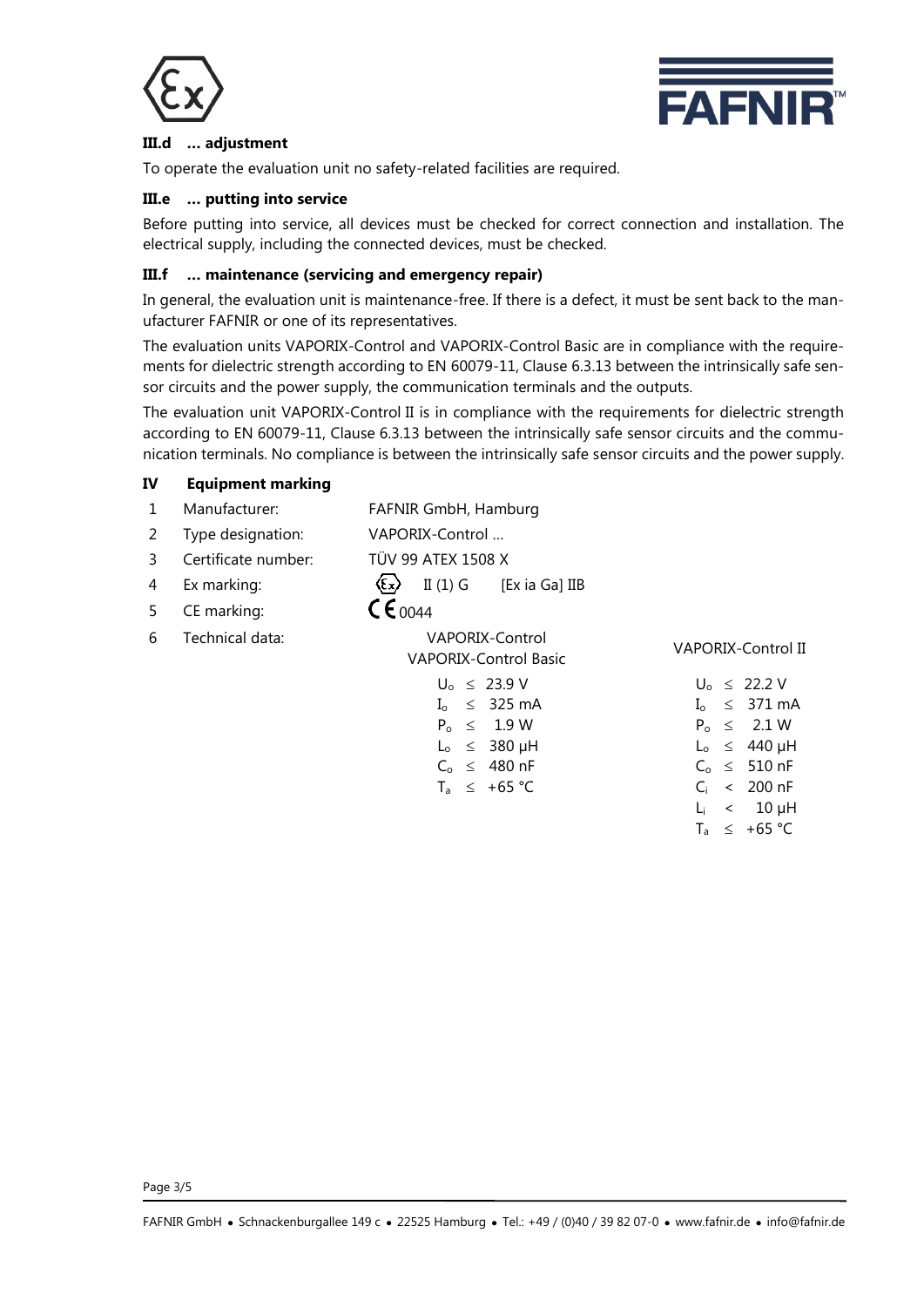### III.d … adjustment

To operate the evaluation unit no safety-related facilities are required.

### III.e … putting into service

Before putting into service, all devices must be checked for correct connection and installation. The electrical supply, including the connected devices, must be checked.

### III.f … maintenance (servicing and emergency repair)

In general, the evaluation unit is maintenance-free. If there is a defect, it must be sent back to the manufacturer FAFNIR or one of its representatives.

The evaluation units VAPORIX-Control and VAPORIX-Control Basic are in compliance with the requirements for dielectric strength according to EN 60079-11, Clause 6.3.13 between the intrinsically safe sensor circuits and the power supply, the communication terminals and the outputs.

The evaluation unit VAPORIX-Control II is in compliance with the requirements for dielectric strength according to EN 60079-11, Clause 6.3.13 between the intrinsically safe sensor circuits and the communication terminals. No compliance is between the intrinsically safe sensor circuits and the power supply.

## IV Equipment marking

1. Manufacturer: FAFNIR GmbH, Hamburg
2. Type designation: VAPORIX-Control …
3. Certificate number: TÜV 99 ATEX 1508 X
4. Ex marking: Ex II (1) G [Ex ia Ga] IIB
5. CE marking: CE 0044
6. Technical data:

| VAPORIX-Control<br>VAPORIX-Control Basic | VAPORIX-Control II |
|---|---|
| $U_o \leq 23.9$ V | $U_o \leq 22.2$ V |
| $I_o \leq 325$ mA | $I_o \leq 371$ mA |
| $P_o \leq 1.9$ W | $P_o \leq 2.1$ W |
| $L_o \leq 380$ µH | $L_o \leq 440$ µH |
| $C_o \leq 480$ nF | $C_o \leq 510$ nF |
| $T_a \leq +65$ °C | $C_i < 200$ nF |
| | $L_i < 10$ µH |
| | $T_a \leq +65$ °C |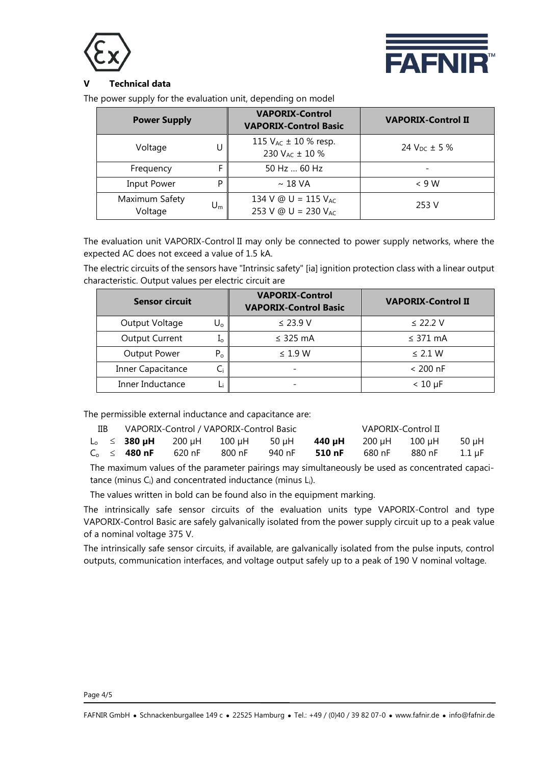## V Technical data

The power supply for the evaluation unit, depending on model

| Power Supply | | VAPORIX-Control VAPORIX-Control Basic | VAPORIX-Control II |
|---|---|---|---|
| Voltage | $U$ | 115 $V_{AC}$ ± 10 % resp. 230 $V_{AC}$ ± 10 % | 24 $V_{DC}$ ± 5 % |
| Frequency | $F$ | 50 Hz … 60 Hz | - |
| Input Power | $P$ | ~ 18 VA | < 9 W |
| Maximum Safety Voltage | $U_m$ | 134 V @ U = 115 $V_{AC}$ 253 V @ U = 230 $V_{AC}$ | 253 V |

The evaluation unit VAPORIX-Control II may only be connected to power supply networks, where the expected AC does not exceed a value of 1.5 kA.

The electric circuits of the sensors have "Intrinsic safety" [ia] ignition protection class with a linear output characteristic. Output values per electric circuit are

| Sensor circuit | | VAPORIX-Control VAPORIX-Control Basic | VAPORIX-Control II |
|---|---|---|---|
| Output Voltage | $U_o$ | ≤ 23.9 V | ≤ 22.2 V |
| Output Current | $I_o$ | ≤ 325 mA | ≤ 371 mA |
| Output Power | $P_o$ | ≤ 1.9 W | ≤ 2.1 W |
| Inner Capacitance | $C_i$ | - | < 200 nF |
| Inner Inductance | $L_i$ | - | < 10 µF |

The permissible external inductance and capacitance are:

| IIB | | VAPORIX-Control / VAPORIX-Control Basic | | | | VAPORIX-Control II | | | |
|---|---|---|---|---|---|---|---|---|---|
| $L_o$ | ≤ | **380 µH** | 200 µH | 100 µH | 50 µH | **440 µH** | 200 µH | 100 µH | 50 µH |
| $C_o$ | ≤ | **480 nF** | 620 nF | 800 nF | 940 nF | **510 nF** | 680 nF | 880 nF | 1.1 µF |

The maximum values of the parameter pairings may simultaneously be used as concentrated capacitance (minus $C_i$) and concentrated inductance (minus $L_i$).

The values written in bold can be found also in the equipment marking.

The intrinsically safe sensor circuits of the evaluation units type VAPORIX-Control and type VAPORIX-Control Basic are safely galvanically isolated from the power supply circuit up to a peak value of a nominal voltage 375 V.

The intrinsically safe sensor circuits, if available, are galvanically isolated from the pulse inputs, control outputs, communication interfaces, and voltage output safely up to a peak of 190 V nominal voltage.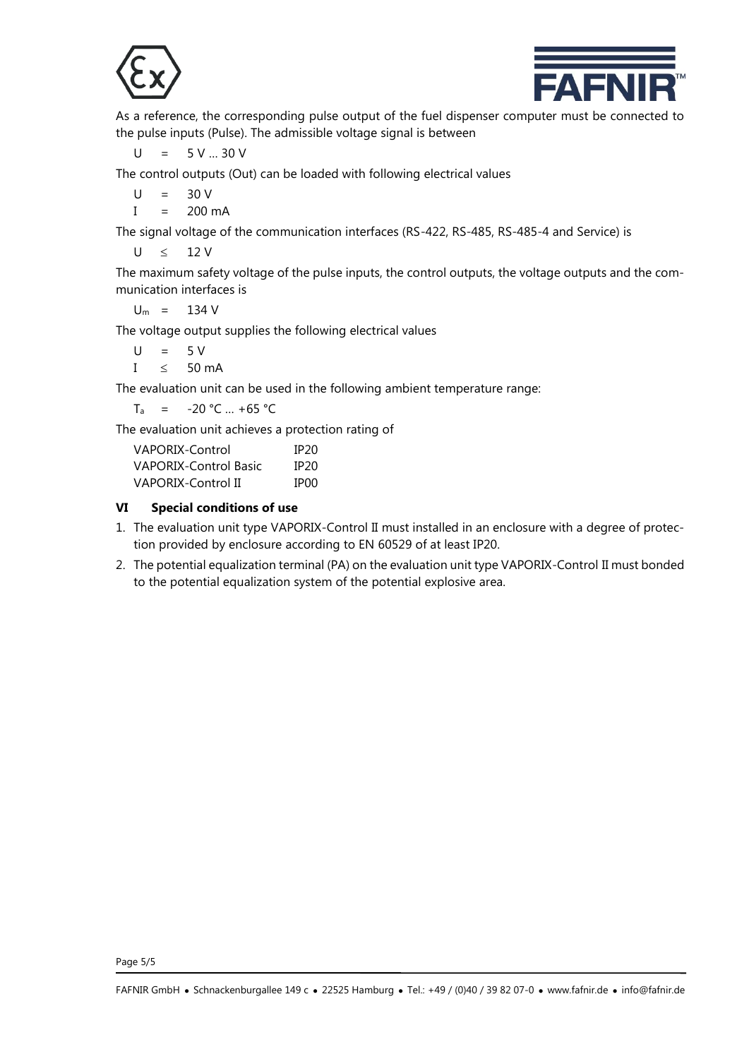As a reference, the corresponding pulse output of the fuel dispenser computer must be connected to the pulse inputs (Pulse). The admissible voltage signal is between

$U = 5\ V \dots 30\ V$

The control outputs (Out) can be loaded with following electrical values

$U = 30\ V$
$I = 200\ mA$

The signal voltage of the communication interfaces (RS-422, RS-485, RS-485-4 and Service) is

$U \leq 12\ V$

The maximum safety voltage of the pulse inputs, the control outputs, the voltage outputs and the communication interfaces is

$U_m = 134\ V$

The voltage output supplies the following electrical values

$U = 5\ V$
$I \leq 50\ mA$

The evaluation unit can be used in the following ambient temperature range:

$T_a = -20\ °C \dots +65\ °C$

The evaluation unit achieves a protection rating of

| | |
|---|---|
| VAPORIX-Control | IP20 |
| VAPORIX-Control Basic | IP20 |
| VAPORIX-Control II | IP00 |

**VI Special conditions of use**

1. The evaluation unit type VAPORIX-Control II must installed in an enclosure with a degree of protection provided by enclosure according to EN 60529 of at least IP20.
2. The potential equalization terminal (PA) on the evaluation unit type VAPORIX-Control II must bonded to the potential equalization system of the potential explosive area.